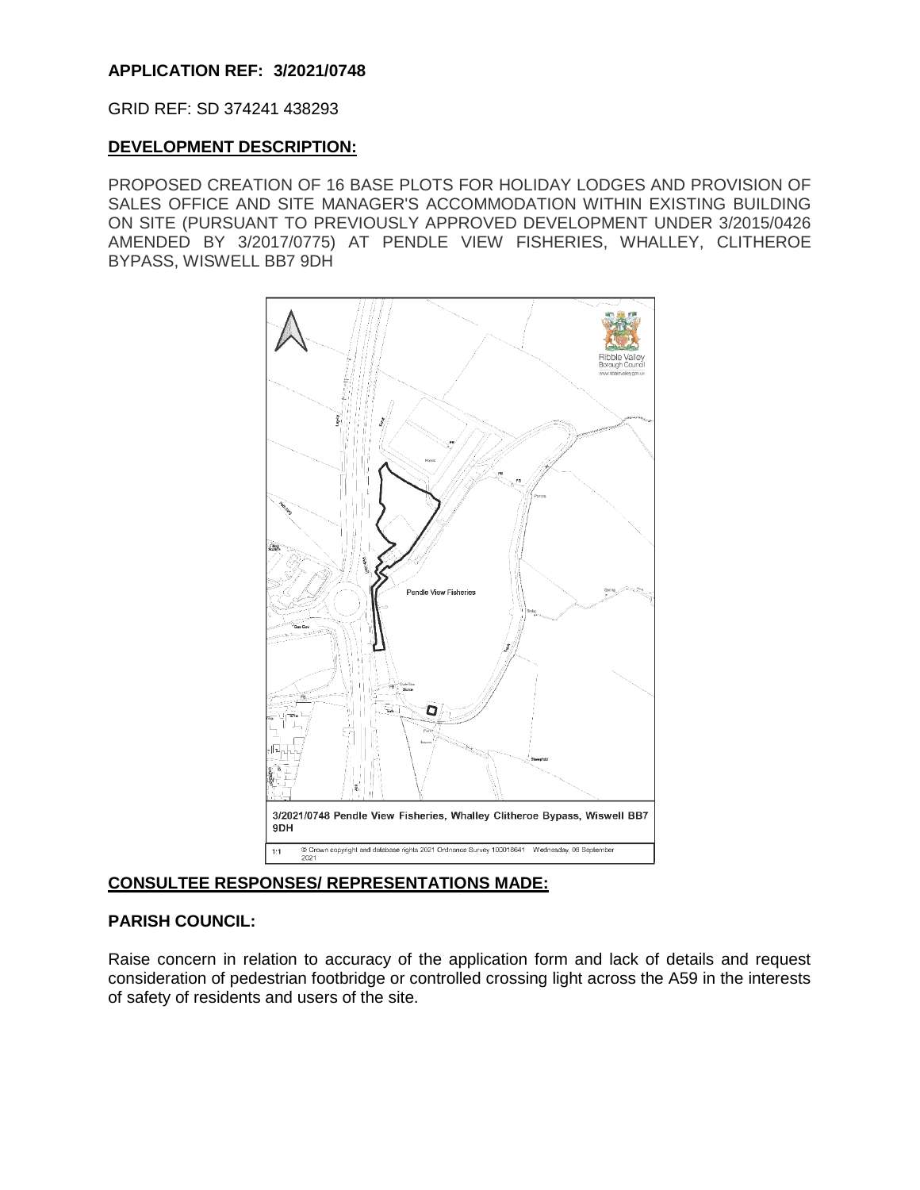**APPLICATION REF: 3/2021/0748**

GRID REF: SD 374241 438293

**DEVELOPMENT DESCRIPTION:**

PROPOSED CREATION OF 16 BASE PLOTS FOR HOLIDAY LODGES AND PROVISION OF SALES OFFICE AND SITE MANAGER'S ACCOMMODATION WITHIN EXISTING BUILDING ON SITE (PURSUANT TO PREVIOUSLY APPROVED DEVELOPMENT UNDER 3/2015/0426 AMENDED BY 3/2017/0775) AT PENDLE VIEW FISHERIES, WHALLEY, CLITHEROE BYPASS, WISWELL BB7 9DH

3/2021/0748 Pendle View Fisheries, Whalley Clitheroe Bypass, Wiswell BB7 9DH

1:1 © Crown copyright and database rights 2021 Ordnance Survey 100018641 Wednesday, 08 September 2021

**CONSULTEE RESPONSES/ REPRESENTATIONS MADE:**

**PARISH COUNCIL:**

Raise concern in relation to accuracy of the application form and lack of details and request consideration of pedestrian footbridge or controlled crossing light across the A59 in the interests of safety of residents and users of the site.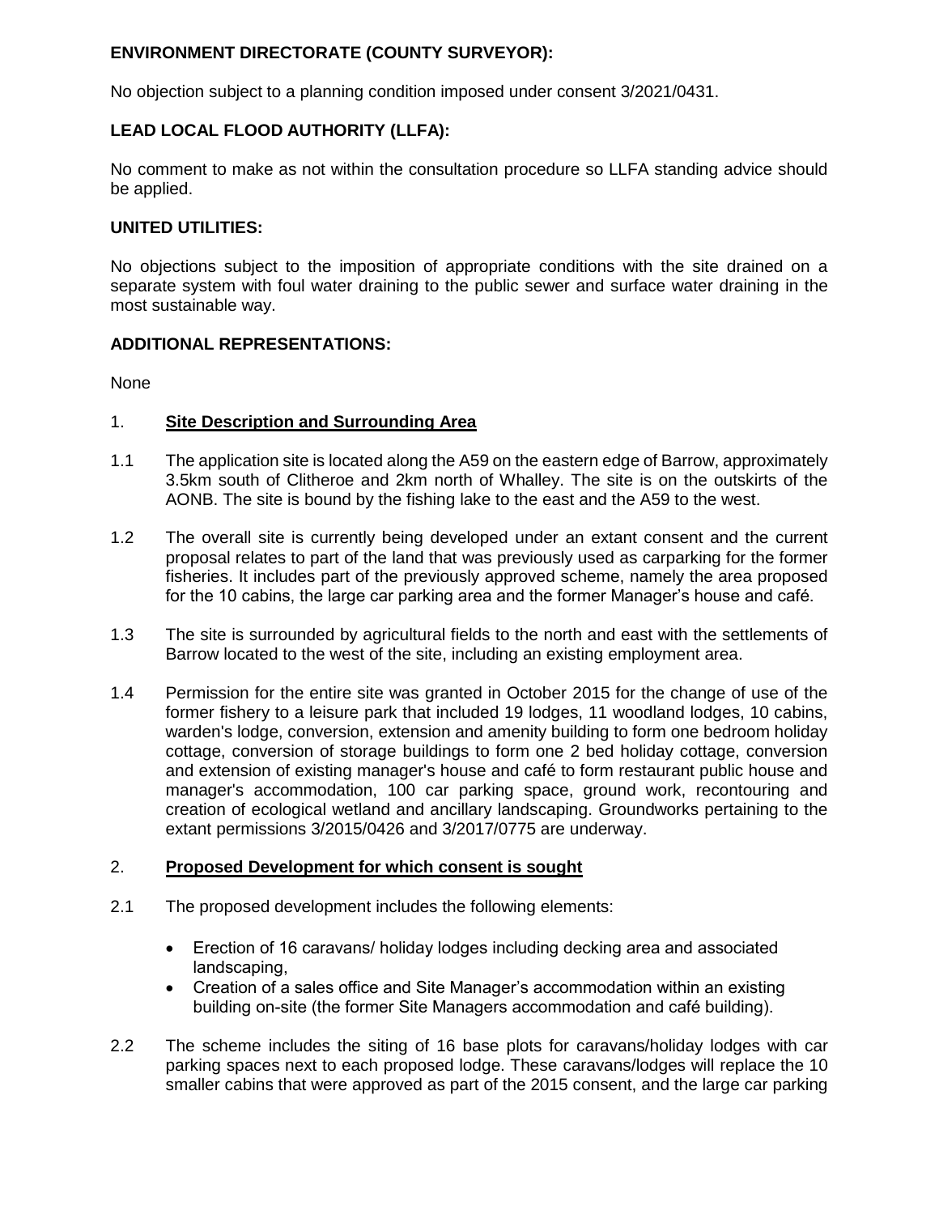**ENVIRONMENT DIRECTORATE (COUNTY SURVEYOR):**

No objection subject to a planning condition imposed under consent 3/2021/0431.

**LEAD LOCAL FLOOD AUTHORITY (LLFA):**

No comment to make as not within the consultation procedure so LLFA standing advice should be applied.

**UNITED UTILITIES:**

No objections subject to the imposition of appropriate conditions with the site drained on a separate system with foul water draining to the public sewer and surface water draining in the most sustainable way.

**ADDITIONAL REPRESENTATIONS:**

None

## 1. Site Description and Surrounding Area

1.1 The application site is located along the A59 on the eastern edge of Barrow, approximately 3.5km south of Clitheroe and 2km north of Whalley. The site is on the outskirts of the AONB. The site is bound by the fishing lake to the east and the A59 to the west.

1.2 The overall site is currently being developed under an extant consent and the current proposal relates to part of the land that was previously used as carparking for the former fisheries. It includes part of the previously approved scheme, namely the area proposed for the 10 cabins, the large car parking area and the former Manager's house and café.

1.3 The site is surrounded by agricultural fields to the north and east with the settlements of Barrow located to the west of the site, including an existing employment area.

1.4 Permission for the entire site was granted in October 2015 for the change of use of the former fishery to a leisure park that included 19 lodges, 11 woodland lodges, 10 cabins, warden's lodge, conversion, extension and amenity building to form one bedroom holiday cottage, conversion of storage buildings to form one 2 bed holiday cottage, conversion and extension of existing manager's house and café to form restaurant public house and manager's accommodation, 100 car parking space, ground work, recontouring and creation of ecological wetland and ancillary landscaping. Groundworks pertaining to the extant permissions 3/2015/0426 and 3/2017/0775 are underway.

## 2. Proposed Development for which consent is sought

2.1 The proposed development includes the following elements:

- Erection of 16 caravans/ holiday lodges including decking area and associated landscaping,
- Creation of a sales office and Site Manager's accommodation within an existing building on-site (the former Site Managers accommodation and café building).

2.2 The scheme includes the siting of 16 base plots for caravans/holiday lodges with car parking spaces next to each proposed lodge. These caravans/lodges will replace the 10 smaller cabins that were approved as part of the 2015 consent, and the large car parking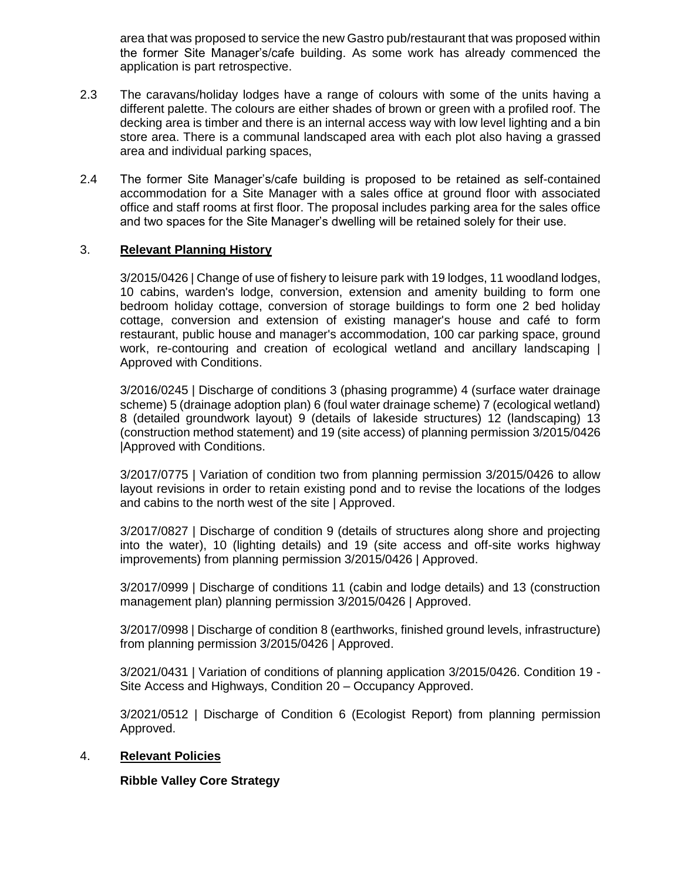area that was proposed to service the new Gastro pub/restaurant that was proposed within the former Site Manager's/cafe building. As some work has already commenced the application is part retrospective.

2.3 The caravans/holiday lodges have a range of colours with some of the units having a different palette. The colours are either shades of brown or green with a profiled roof. The decking area is timber and there is an internal access way with low level lighting and a bin store area. There is a communal landscaped area with each plot also having a grassed area and individual parking spaces,

2.4 The former Site Manager's/cafe building is proposed to be retained as self-contained accommodation for a Site Manager with a sales office at ground floor with associated office and staff rooms at first floor. The proposal includes parking area for the sales office and two spaces for the Site Manager's dwelling will be retained solely for their use.

## 3. Relevant Planning History

3/2015/0426 | Change of use of fishery to leisure park with 19 lodges, 11 woodland lodges, 10 cabins, warden's lodge, conversion, extension and amenity building to form one bedroom holiday cottage, conversion of storage buildings to form one 2 bed holiday cottage, conversion and extension of existing manager's house and café to form restaurant, public house and manager's accommodation, 100 car parking space, ground work, re-contouring and creation of ecological wetland and ancillary landscaping | Approved with Conditions.

3/2016/0245 | Discharge of conditions 3 (phasing programme) 4 (surface water drainage scheme) 5 (drainage adoption plan) 6 (foul water drainage scheme) 7 (ecological wetland) 8 (detailed groundwork layout) 9 (details of lakeside structures) 12 (landscaping) 13 (construction method statement) and 19 (site access) of planning permission 3/2015/0426 |Approved with Conditions.

3/2017/0775 | Variation of condition two from planning permission 3/2015/0426 to allow layout revisions in order to retain existing pond and to revise the locations of the lodges and cabins to the north west of the site | Approved.

3/2017/0827 | Discharge of condition 9 (details of structures along shore and projecting into the water), 10 (lighting details) and 19 (site access and off-site works highway improvements) from planning permission 3/2015/0426 | Approved.

3/2017/0999 | Discharge of conditions 11 (cabin and lodge details) and 13 (construction management plan) planning permission 3/2015/0426 | Approved.

3/2017/0998 | Discharge of condition 8 (earthworks, finished ground levels, infrastructure) from planning permission 3/2015/0426 | Approved.

3/2021/0431 | Variation of conditions of planning application 3/2015/0426. Condition 19 - Site Access and Highways, Condition 20 – Occupancy Approved.

3/2021/0512 | Discharge of Condition 6 (Ecologist Report) from planning permission Approved.

## 4. Relevant Policies

**Ribble Valley Core Strategy**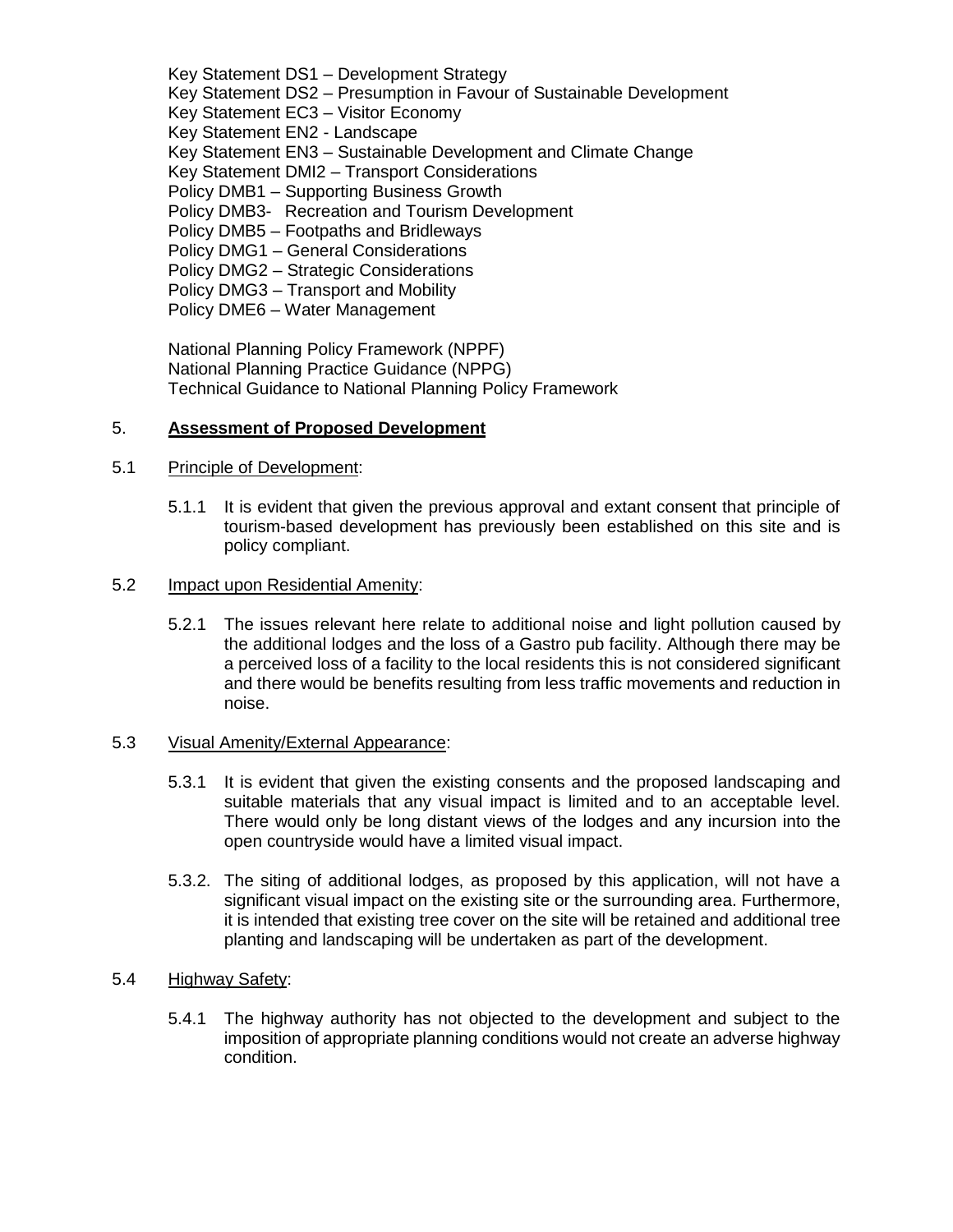Key Statement DS1 – Development Strategy
Key Statement DS2 – Presumption in Favour of Sustainable Development
Key Statement EC3 – Visitor Economy
Key Statement EN2 - Landscape
Key Statement EN3 – Sustainable Development and Climate Change
Key Statement DMI2 – Transport Considerations
Policy DMB1 – Supporting Business Growth
Policy DMB3- Recreation and Tourism Development
Policy DMB5 – Footpaths and Bridleways
Policy DMG1 – General Considerations
Policy DMG2 – Strategic Considerations
Policy DMG3 – Transport and Mobility
Policy DME6 – Water Management

National Planning Policy Framework (NPPF)
National Planning Practice Guidance (NPPG)
Technical Guidance to National Planning Policy Framework

## 5. **Assessment of Proposed Development**

5.1 Principle of Development:

5.1.1 It is evident that given the previous approval and extant consent that principle of tourism-based development has previously been established on this site and is policy compliant.

5.2 Impact upon Residential Amenity:

5.2.1 The issues relevant here relate to additional noise and light pollution caused by the additional lodges and the loss of a Gastro pub facility. Although there may be a perceived loss of a facility to the local residents this is not considered significant and there would be benefits resulting from less traffic movements and reduction in noise.

5.3 Visual Amenity/External Appearance:

5.3.1 It is evident that given the existing consents and the proposed landscaping and suitable materials that any visual impact is limited and to an acceptable level. There would only be long distant views of the lodges and any incursion into the open countryside would have a limited visual impact.

5.3.2. The siting of additional lodges, as proposed by this application, will not have a significant visual impact on the existing site or the surrounding area. Furthermore, it is intended that existing tree cover on the site will be retained and additional tree planting and landscaping will be undertaken as part of the development.

5.4 Highway Safety:

5.4.1 The highway authority has not objected to the development and subject to the imposition of appropriate planning conditions would not create an adverse highway condition.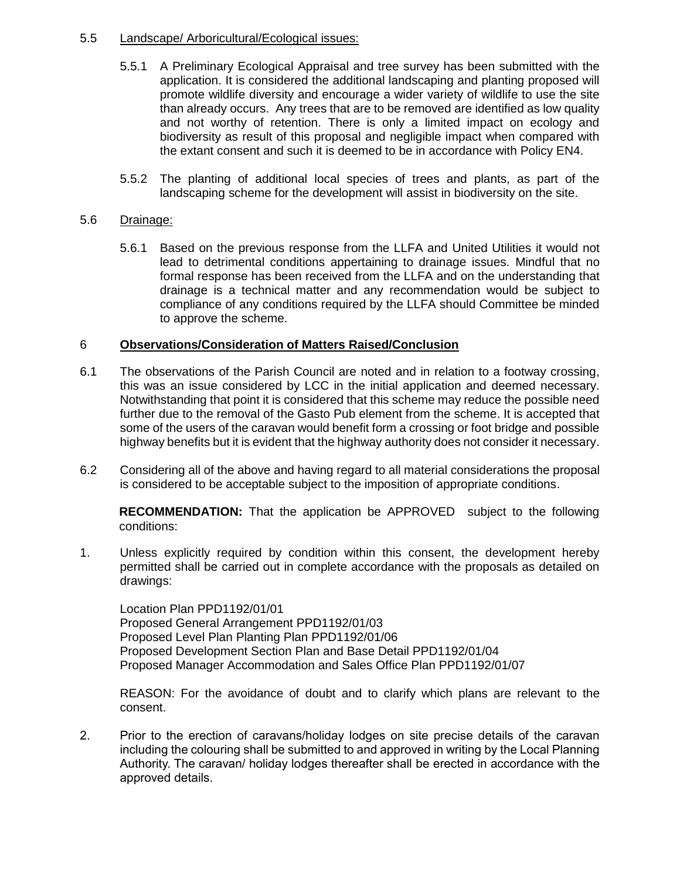5.5 Landscape/ Arboricultural/Ecological issues:

5.5.1 A Preliminary Ecological Appraisal and tree survey has been submitted with the application. It is considered the additional landscaping and planting proposed will promote wildlife diversity and encourage a wider variety of wildlife to use the site than already occurs. Any trees that are to be removed are identified as low quality and not worthy of retention. There is only a limited impact on ecology and biodiversity as result of this proposal and negligible impact when compared with the extant consent and such it is deemed to be in accordance with Policy EN4.

5.5.2 The planting of additional local species of trees and plants, as part of the landscaping scheme for the development will assist in biodiversity on the site.

5.6 Drainage:

5.6.1 Based on the previous response from the LLFA and United Utilities it would not lead to detrimental conditions appertaining to drainage issues. Mindful that no formal response has been received from the LLFA and on the understanding that drainage is a technical matter and any recommendation would be subject to compliance of any conditions required by the LLFA should Committee be minded to approve the scheme.

## 6 Observations/Consideration of Matters Raised/Conclusion

6.1 The observations of the Parish Council are noted and in relation to a footway crossing, this was an issue considered by LCC in the initial application and deemed necessary. Notwithstanding that point it is considered that this scheme may reduce the possible need further due to the removal of the Gasto Pub element from the scheme. It is accepted that some of the users of the caravan would benefit form a crossing or foot bridge and possible highway benefits but it is evident that the highway authority does not consider it necessary.

6.2 Considering all of the above and having regard to all material considerations the proposal is considered to be acceptable subject to the imposition of appropriate conditions.

**RECOMMENDATION:** That the application be APPROVED subject to the following conditions:

1. Unless explicitly required by condition within this consent, the development hereby permitted shall be carried out in complete accordance with the proposals as detailed on drawings:

   Location Plan PPD1192/01/01
   Proposed General Arrangement PPD1192/01/03
   Proposed Level Plan Planting Plan PPD1192/01/06
   Proposed Development Section Plan and Base Detail PPD1192/01/04
   Proposed Manager Accommodation and Sales Office Plan PPD1192/01/07

   REASON: For the avoidance of doubt and to clarify which plans are relevant to the consent.

2. Prior to the erection of caravans/holiday lodges on site precise details of the caravan including the colouring shall be submitted to and approved in writing by the Local Planning Authority. The caravan/ holiday lodges thereafter shall be erected in accordance with the approved details.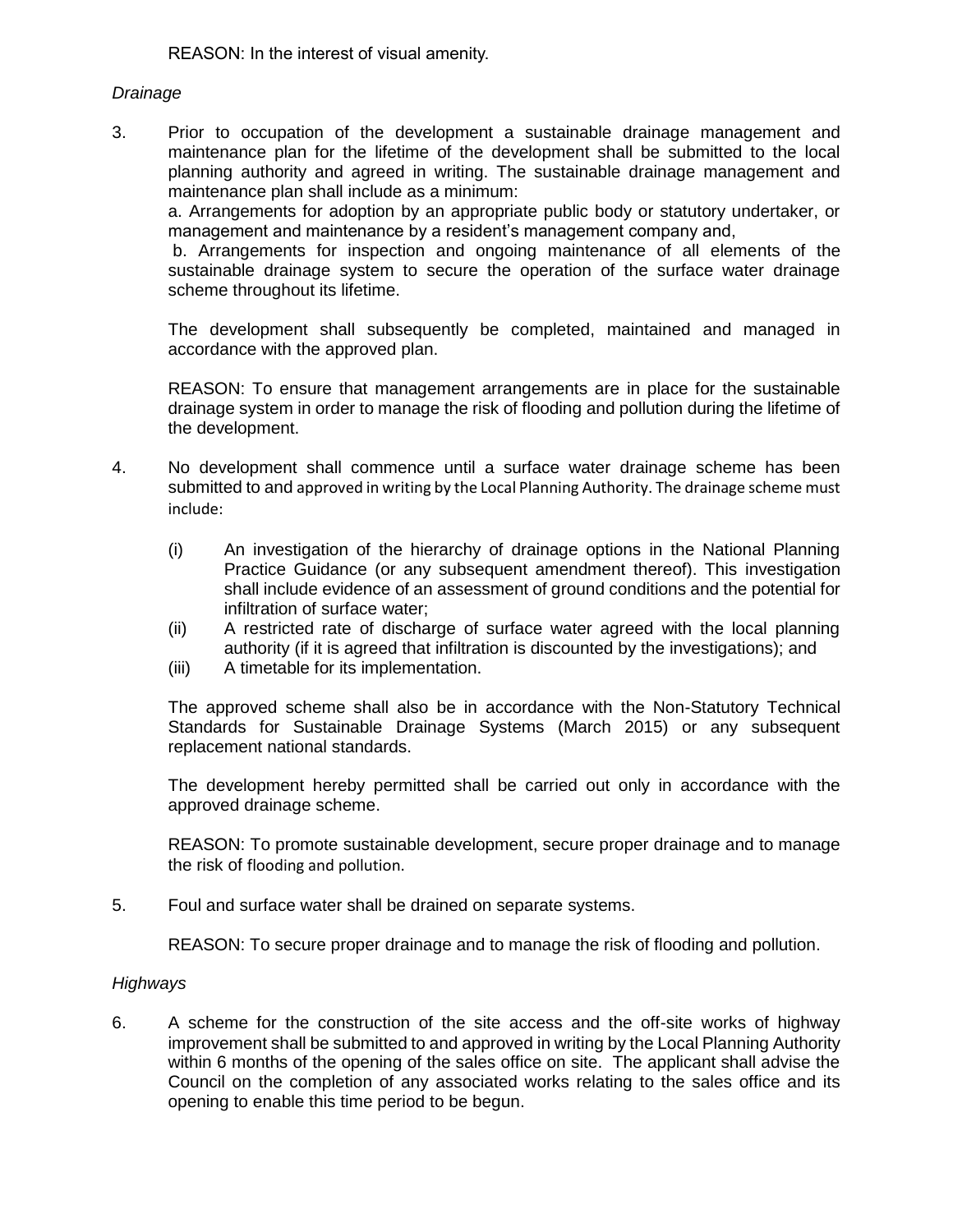REASON: In the interest of visual amenity.

*Drainage*

3. Prior to occupation of the development a sustainable drainage management and maintenance plan for the lifetime of the development shall be submitted to the local planning authority and agreed in writing. The sustainable drainage management and maintenance plan shall include as a minimum:

   a. Arrangements for adoption by an appropriate public body or statutory undertaker, or management and maintenance by a resident's management company and,

   b. Arrangements for inspection and ongoing maintenance of all elements of the sustainable drainage system to secure the operation of the surface water drainage scheme throughout its lifetime.

   The development shall subsequently be completed, maintained and managed in accordance with the approved plan.

   REASON: To ensure that management arrangements are in place for the sustainable drainage system in order to manage the risk of flooding and pollution during the lifetime of the development.

4. No development shall commence until a surface water drainage scheme has been submitted to and approved in writing by the Local Planning Authority. The drainage scheme must include:

   (i) An investigation of the hierarchy of drainage options in the National Planning Practice Guidance (or any subsequent amendment thereof). This investigation shall include evidence of an assessment of ground conditions and the potential for infiltration of surface water;
   (ii) A restricted rate of discharge of surface water agreed with the local planning authority (if it is agreed that infiltration is discounted by the investigations); and
   (iii) A timetable for its implementation.

   The approved scheme shall also be in accordance with the Non-Statutory Technical Standards for Sustainable Drainage Systems (March 2015) or any subsequent replacement national standards.

   The development hereby permitted shall be carried out only in accordance with the approved drainage scheme.

   REASON: To promote sustainable development, secure proper drainage and to manage the risk of flooding and pollution.

5. Foul and surface water shall be drained on separate systems.

   REASON: To secure proper drainage and to manage the risk of flooding and pollution.

*Highways*

6. A scheme for the construction of the site access and the off-site works of highway improvement shall be submitted to and approved in writing by the Local Planning Authority within 6 months of the opening of the sales office on site. The applicant shall advise the Council on the completion of any associated works relating to the sales office and its opening to enable this time period to be begun.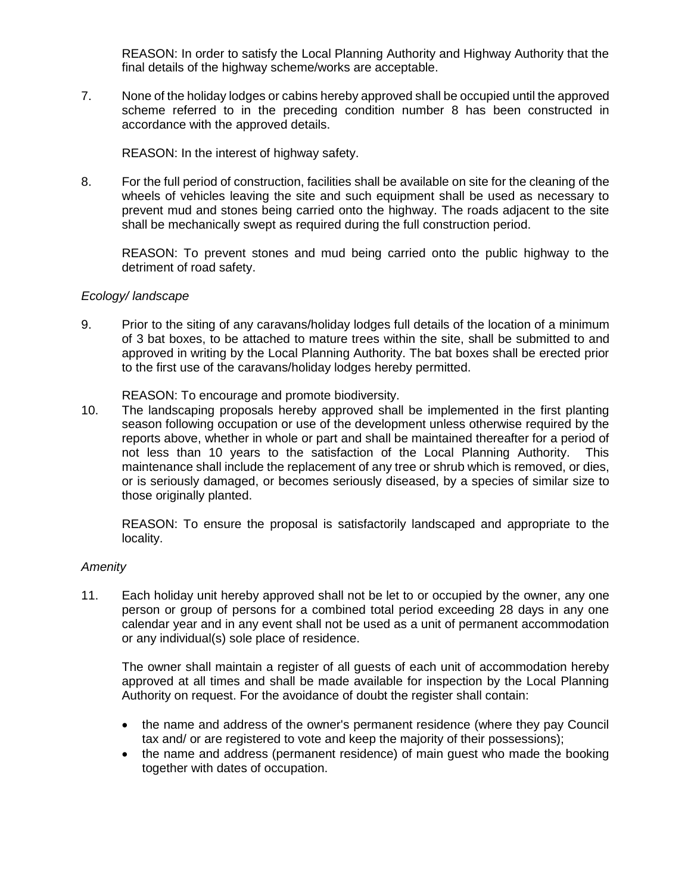REASON: In order to satisfy the Local Planning Authority and Highway Authority that the final details of the highway scheme/works are acceptable.

7. None of the holiday lodges or cabins hereby approved shall be occupied until the approved scheme referred to in the preceding condition number 8 has been constructed in accordance with the approved details.

   REASON: In the interest of highway safety.

8. For the full period of construction, facilities shall be available on site for the cleaning of the wheels of vehicles leaving the site and such equipment shall be used as necessary to prevent mud and stones being carried onto the highway. The roads adjacent to the site shall be mechanically swept as required during the full construction period.

   REASON: To prevent stones and mud being carried onto the public highway to the detriment of road safety.

*Ecology/ landscape*

9. Prior to the siting of any caravans/holiday lodges full details of the location of a minimum of 3 bat boxes, to be attached to mature trees within the site, shall be submitted to and approved in writing by the Local Planning Authority. The bat boxes shall be erected prior to the first use of the caravans/holiday lodges hereby permitted.

   REASON: To encourage and promote biodiversity.

10. The landscaping proposals hereby approved shall be implemented in the first planting season following occupation or use of the development unless otherwise required by the reports above, whether in whole or part and shall be maintained thereafter for a period of not less than 10 years to the satisfaction of the Local Planning Authority. This maintenance shall include the replacement of any tree or shrub which is removed, or dies, or is seriously damaged, or becomes seriously diseased, by a species of similar size to those originally planted.

    REASON: To ensure the proposal is satisfactorily landscaped and appropriate to the locality.

*Amenity*

11. Each holiday unit hereby approved shall not be let to or occupied by the owner, any one person or group of persons for a combined total period exceeding 28 days in any one calendar year and in any event shall not be used as a unit of permanent accommodation or any individual(s) sole place of residence.

    The owner shall maintain a register of all guests of each unit of accommodation hereby approved at all times and shall be made available for inspection by the Local Planning Authority on request. For the avoidance of doubt the register shall contain:

    - the name and address of the owner's permanent residence (where they pay Council tax and/ or are registered to vote and keep the majority of their possessions);
    - the name and address (permanent residence) of main guest who made the booking together with dates of occupation.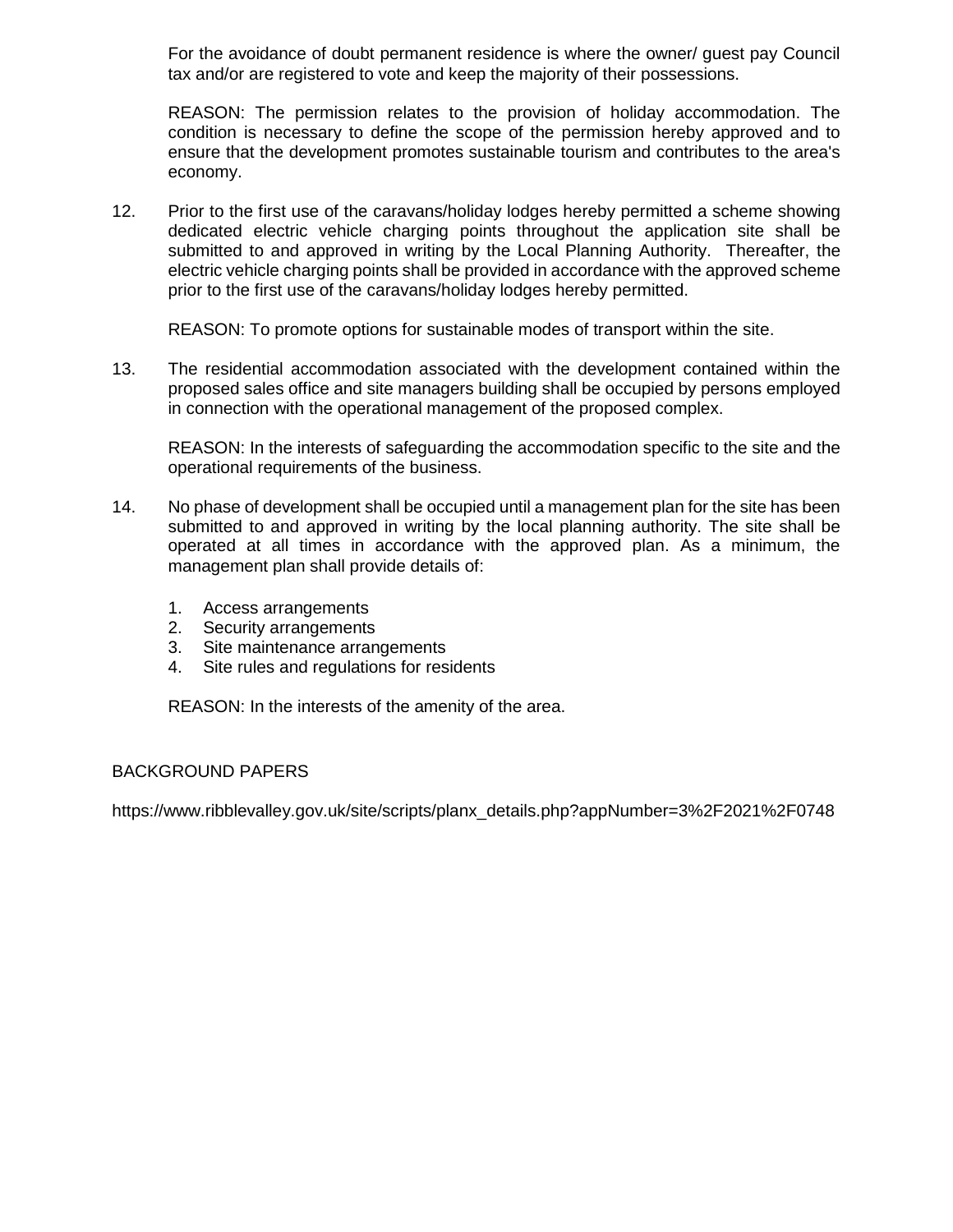For the avoidance of doubt permanent residence is where the owner/ guest pay Council tax and/or are registered to vote and keep the majority of their possessions.

REASON: The permission relates to the provision of holiday accommodation. The condition is necessary to define the scope of the permission hereby approved and to ensure that the development promotes sustainable tourism and contributes to the area's economy.

12. Prior to the first use of the caravans/holiday lodges hereby permitted a scheme showing dedicated electric vehicle charging points throughout the application site shall be submitted to and approved in writing by the Local Planning Authority. Thereafter, the electric vehicle charging points shall be provided in accordance with the approved scheme prior to the first use of the caravans/holiday lodges hereby permitted.

    REASON: To promote options for sustainable modes of transport within the site.

13. The residential accommodation associated with the development contained within the proposed sales office and site managers building shall be occupied by persons employed in connection with the operational management of the proposed complex.

    REASON: In the interests of safeguarding the accommodation specific to the site and the operational requirements of the business.

14. No phase of development shall be occupied until a management plan for the site has been submitted to and approved in writing by the local planning authority. The site shall be operated at all times in accordance with the approved plan. As a minimum, the management plan shall provide details of:

    1. Access arrangements
    2. Security arrangements
    3. Site maintenance arrangements
    4. Site rules and regulations for residents

    REASON: In the interests of the amenity of the area.

BACKGROUND PAPERS

https://www.ribblevalley.gov.uk/site/scripts/planx_details.php?appNumber=3%2F2021%2F0748